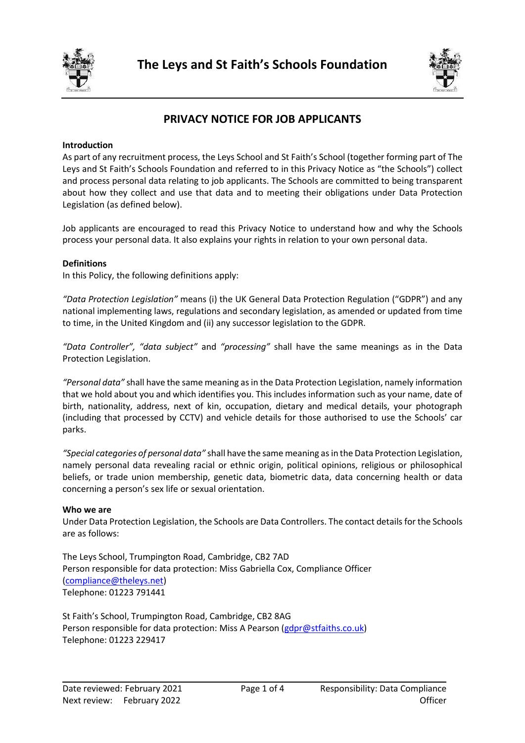# The Leys and St Faith's Schools Foundation

## PRIVACY NOTICE FOR JOB APPLICANTS

**Introduction**

As part of any recruitment process, the Leys School and St Faith's School (together forming part of The Leys and St Faith's Schools Foundation and referred to in this Privacy Notice as "the Schools") collect and process personal data relating to job applicants. The Schools are committed to being transparent about how they collect and use that data and to meeting their obligations under Data Protection Legislation (as defined below).

Job applicants are encouraged to read this Privacy Notice to understand how and why the Schools process your personal data. It also explains your rights in relation to your own personal data.

**Definitions**

In this Policy, the following definitions apply:

*"Data Protection Legislation"* means (i) the UK General Data Protection Regulation ("GDPR") and any national implementing laws, regulations and secondary legislation, as amended or updated from time to time, in the United Kingdom and (ii) any successor legislation to the GDPR.

*"Data Controller", "data subject"* and *"processing"* shall have the same meanings as in the Data Protection Legislation.

*"Personal data"* shall have the same meaning as in the Data Protection Legislation, namely information that we hold about you and which identifies you. This includes information such as your name, date of birth, nationality, address, next of kin, occupation, dietary and medical details, your photograph (including that processed by CCTV) and vehicle details for those authorised to use the Schools' car parks.

*"Special categories of personal data"* shall have the same meaning as in the Data Protection Legislation, namely personal data revealing racial or ethnic origin, political opinions, religious or philosophical beliefs, or trade union membership, genetic data, biometric data, data concerning health or data concerning a person's sex life or sexual orientation.

**Who we are**

Under Data Protection Legislation, the Schools are Data Controllers. The contact details for the Schools are as follows:

The Leys School, Trumpington Road, Cambridge, CB2 7AD
Person responsible for data protection: Miss Gabriella Cox, Compliance Officer (compliance@theleys.net)
Telephone: 01223 791441

St Faith's School, Trumpington Road, Cambridge, CB2 8AG
Person responsible for data protection: Miss A Pearson (gdpr@stfaiths.co.uk)
Telephone: 01223 229417

Date reviewed: February 2021
Next review: February 2022
Responsibility: Data Compliance Officer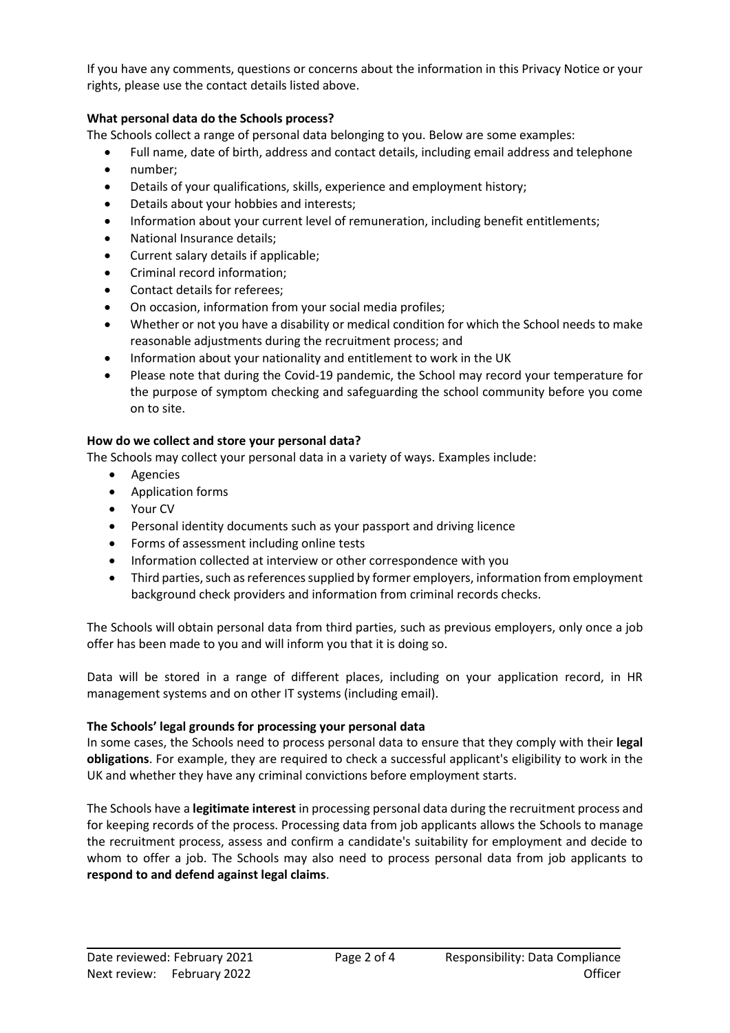If you have any comments, questions or concerns about the information in this Privacy Notice or your rights, please use the contact details listed above.

**What personal data do the Schools process?**

The Schools collect a range of personal data belonging to you. Below are some examples:

- Full name, date of birth, address and contact details, including email address and telephone
- number;
- Details of your qualifications, skills, experience and employment history;
- Details about your hobbies and interests;
- Information about your current level of remuneration, including benefit entitlements;
- National Insurance details;
- Current salary details if applicable;
- Criminal record information;
- Contact details for referees;
- On occasion, information from your social media profiles;
- Whether or not you have a disability or medical condition for which the School needs to make reasonable adjustments during the recruitment process; and
- Information about your nationality and entitlement to work in the UK
- Please note that during the Covid-19 pandemic, the School may record your temperature for the purpose of symptom checking and safeguarding the school community before you come on to site.

**How do we collect and store your personal data?**

The Schools may collect your personal data in a variety of ways. Examples include:

- Agencies
- Application forms
- Your CV
- Personal identity documents such as your passport and driving licence
- Forms of assessment including online tests
- Information collected at interview or other correspondence with you
- Third parties, such as references supplied by former employers, information from employment background check providers and information from criminal records checks.

The Schools will obtain personal data from third parties, such as previous employers, only once a job offer has been made to you and will inform you that it is doing so.

Data will be stored in a range of different places, including on your application record, in HR management systems and on other IT systems (including email).

**The Schools' legal grounds for processing your personal data**

In some cases, the Schools need to process personal data to ensure that they comply with their **legal obligations**. For example, they are required to check a successful applicant's eligibility to work in the UK and whether they have any criminal convictions before employment starts.

The Schools have a **legitimate interest** in processing personal data during the recruitment process and for keeping records of the process. Processing data from job applicants allows the Schools to manage the recruitment process, assess and confirm a candidate's suitability for employment and decide to whom to offer a job. The Schools may also need to process personal data from job applicants to **respond to and defend against legal claims**.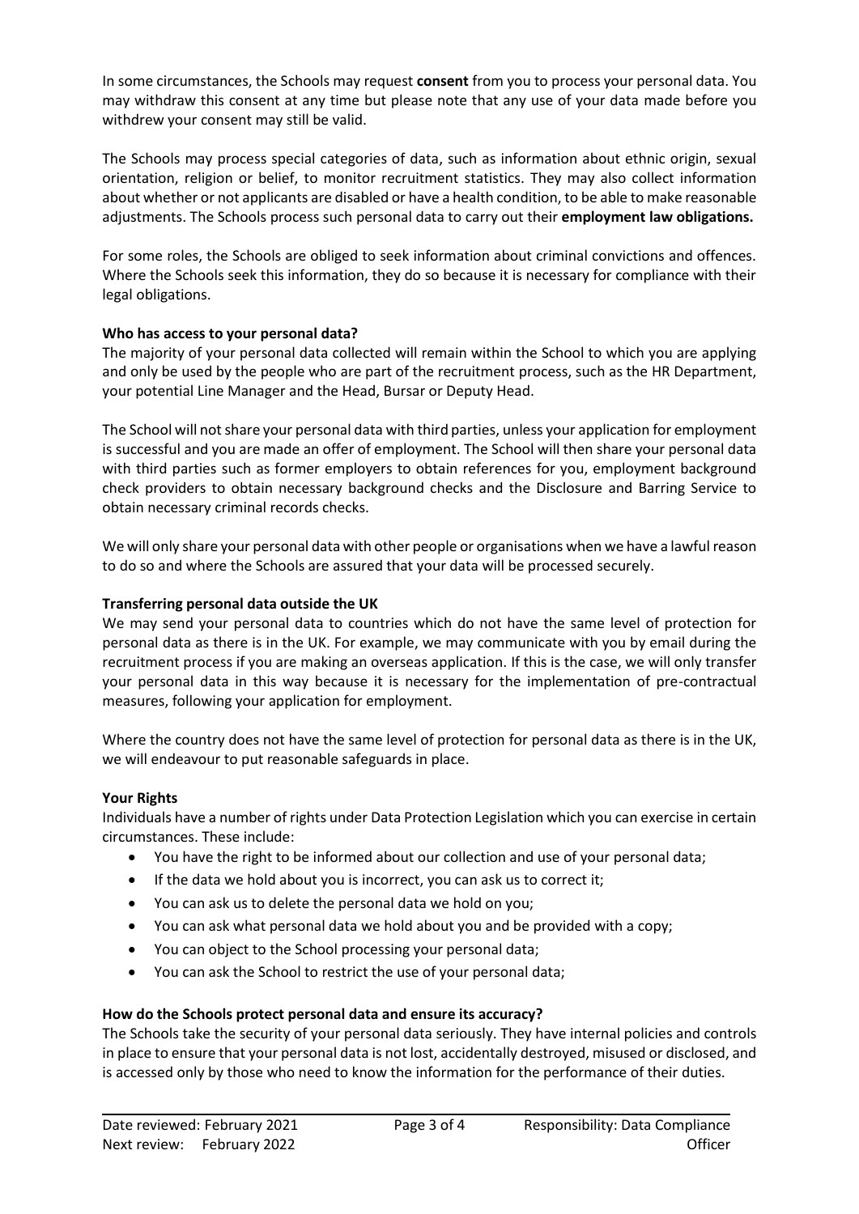In some circumstances, the Schools may request **consent** from you to process your personal data. You may withdraw this consent at any time but please note that any use of your data made before you withdrew your consent may still be valid.

The Schools may process special categories of data, such as information about ethnic origin, sexual orientation, religion or belief, to monitor recruitment statistics. They may also collect information about whether or not applicants are disabled or have a health condition, to be able to make reasonable adjustments. The Schools process such personal data to carry out their **employment law obligations.**

For some roles, the Schools are obliged to seek information about criminal convictions and offences. Where the Schools seek this information, they do so because it is necessary for compliance with their legal obligations.

**Who has access to your personal data?**

The majority of your personal data collected will remain within the School to which you are applying and only be used by the people who are part of the recruitment process, such as the HR Department, your potential Line Manager and the Head, Bursar or Deputy Head.

The School will not share your personal data with third parties, unless your application for employment is successful and you are made an offer of employment. The School will then share your personal data with third parties such as former employers to obtain references for you, employment background check providers to obtain necessary background checks and the Disclosure and Barring Service to obtain necessary criminal records checks.

We will only share your personal data with other people or organisations when we have a lawful reason to do so and where the Schools are assured that your data will be processed securely.

**Transferring personal data outside the UK**

We may send your personal data to countries which do not have the same level of protection for personal data as there is in the UK. For example, we may communicate with you by email during the recruitment process if you are making an overseas application. If this is the case, we will only transfer your personal data in this way because it is necessary for the implementation of pre-contractual measures, following your application for employment.

Where the country does not have the same level of protection for personal data as there is in the UK, we will endeavour to put reasonable safeguards in place.

**Your Rights**

Individuals have a number of rights under Data Protection Legislation which you can exercise in certain circumstances. These include:

- You have the right to be informed about our collection and use of your personal data;
- If the data we hold about you is incorrect, you can ask us to correct it;
- You can ask us to delete the personal data we hold on you;
- You can ask what personal data we hold about you and be provided with a copy;
- You can object to the School processing your personal data;
- You can ask the School to restrict the use of your personal data;

**How do the Schools protect personal data and ensure its accuracy?**

The Schools take the security of your personal data seriously. They have internal policies and controls in place to ensure that your personal data is not lost, accidentally destroyed, misused or disclosed, and is accessed only by those who need to know the information for the performance of their duties.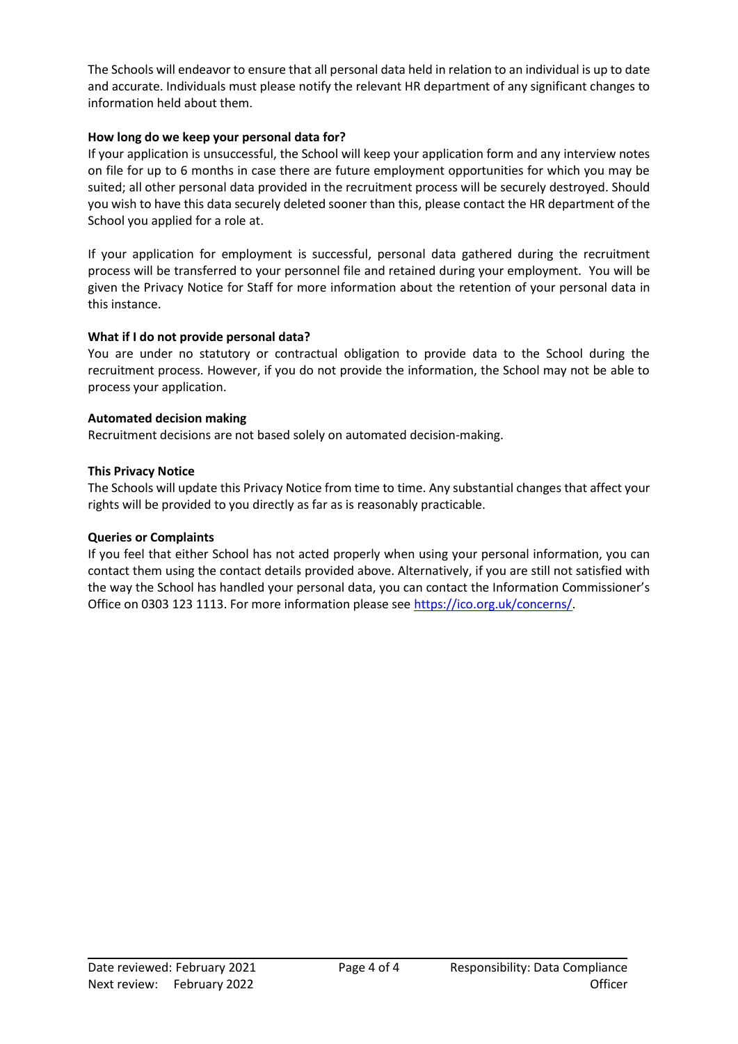The Schools will endeavor to ensure that all personal data held in relation to an individual is up to date and accurate. Individuals must please notify the relevant HR department of any significant changes to information held about them.

**How long do we keep your personal data for?**

If your application is unsuccessful, the School will keep your application form and any interview notes on file for up to 6 months in case there are future employment opportunities for which you may be suited; all other personal data provided in the recruitment process will be securely destroyed. Should you wish to have this data securely deleted sooner than this, please contact the HR department of the School you applied for a role at.

If your application for employment is successful, personal data gathered during the recruitment process will be transferred to your personnel file and retained during your employment. You will be given the Privacy Notice for Staff for more information about the retention of your personal data in this instance.

**What if I do not provide personal data?**

You are under no statutory or contractual obligation to provide data to the School during the recruitment process. However, if you do not provide the information, the School may not be able to process your application.

**Automated decision making**

Recruitment decisions are not based solely on automated decision-making.

**This Privacy Notice**

The Schools will update this Privacy Notice from time to time. Any substantial changes that affect your rights will be provided to you directly as far as is reasonably practicable.

**Queries or Complaints**

If you feel that either School has not acted properly when using your personal information, you can contact them using the contact details provided above. Alternatively, if you are still not satisfied with the way the School has handled your personal data, you can contact the Information Commissioner's Office on 0303 123 1113. For more information please see [https://ico.org.uk/concerns/](https://ico.org.uk/concerns/).

Date reviewed: February 2021
Next review: February 2022
Responsibility: Data Compliance Officer